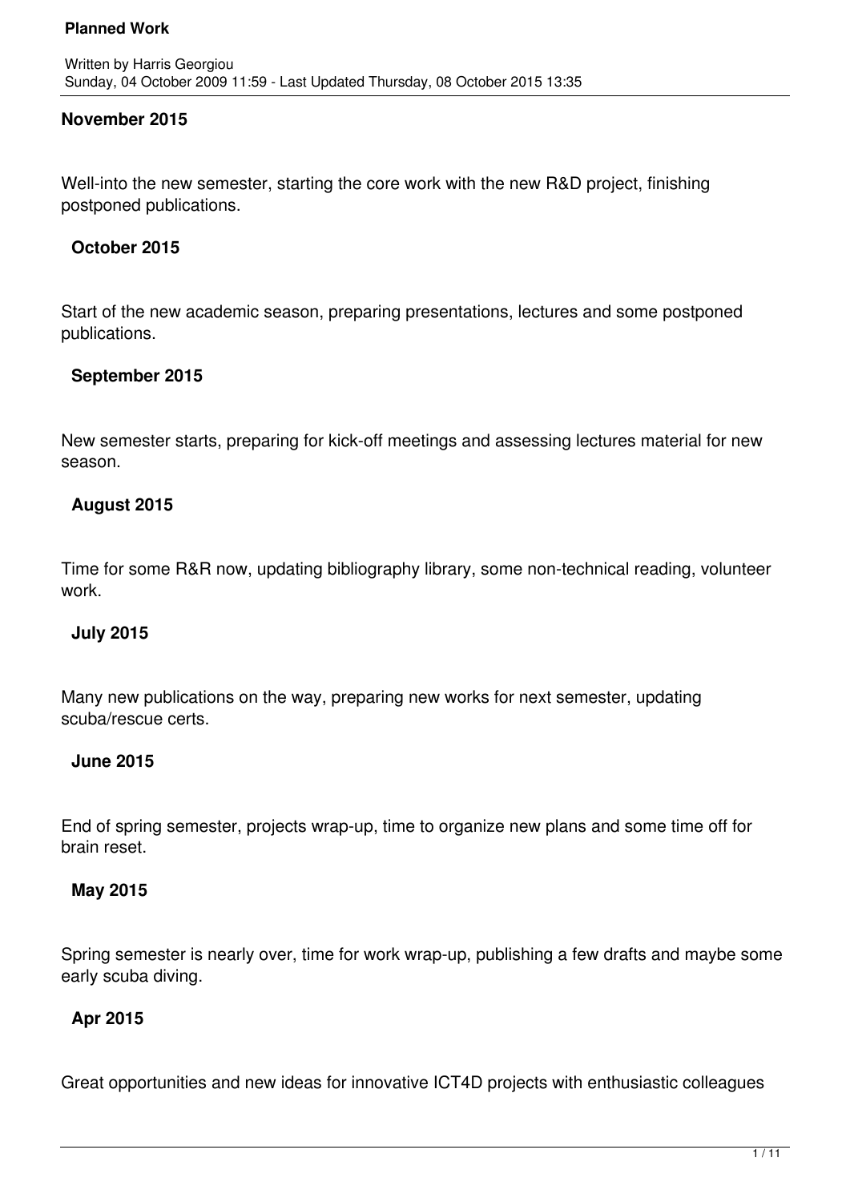# Planned Work

Written by Harris Georgiou
Sunday, 04 October 2009 11:59 - Last Updated Thursday, 08 October 2015 13:35

**November 2015**

Well-into the new semester, starting the core work with the new R&D project, finishing postponed publications.

**October 2015**

Start of the new academic season, preparing presentations, lectures and some postponed publications.

**September 2015**

New semester starts, preparing for kick-off meetings and assessing lectures material for new season.

**August 2015**

Time for some R&R now, updating bibliography library, some non-technical reading, volunteer work.

**July 2015**

Many new publications on the way, preparing new works for next semester, updating scuba/rescue certs.

**June 2015**

End of spring semester, projects wrap-up, time to organize new plans and some time off for brain reset.

**May 2015**

Spring semester is nearly over, time for work wrap-up, publishing a few drafts and maybe some early scuba diving.

**Apr 2015**

Great opportunities and new ideas for innovative ICT4D projects with enthusiastic colleagues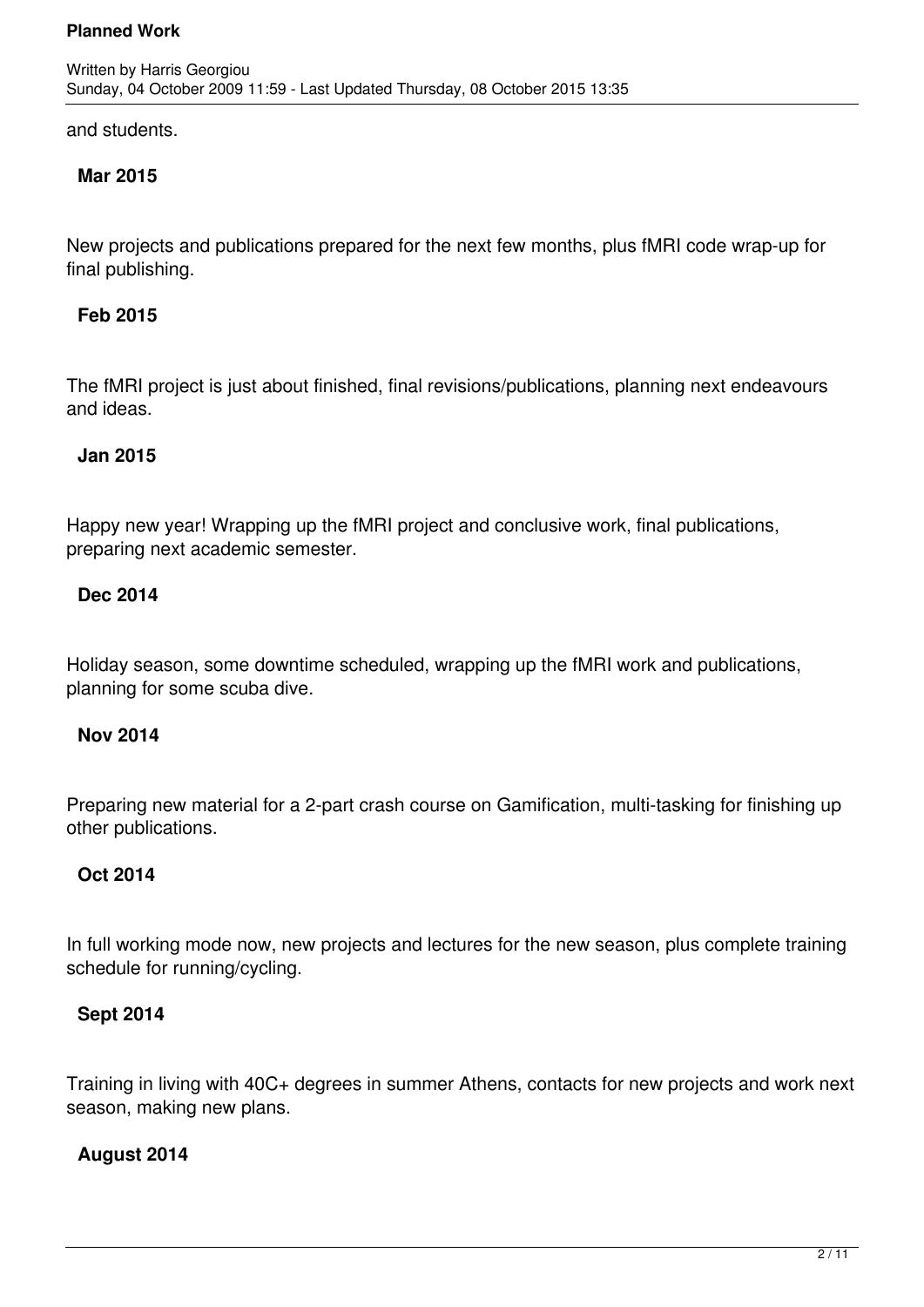and students.

**Mar 2015**

New projects and publications prepared for the next few months, plus fMRI code wrap-up for final publishing.

**Feb 2015**

The fMRI project is just about finished, final revisions/publications, planning next endeavours and ideas.

**Jan 2015**

Happy new year! Wrapping up the fMRI project and conclusive work, final publications, preparing next academic semester.

**Dec 2014**

Holiday season, some downtime scheduled, wrapping up the fMRI work and publications, planning for some scuba dive.

**Nov 2014**

Preparing new material for a 2-part crash course on Gamification, multi-tasking for finishing up other publications.

**Oct 2014**

In full working mode now, new projects and lectures for the new season, plus complete training schedule for running/cycling.

**Sept 2014**

Training in living with 40C+ degrees in summer Athens, contacts for new projects and work next season, making new plans.

**August 2014**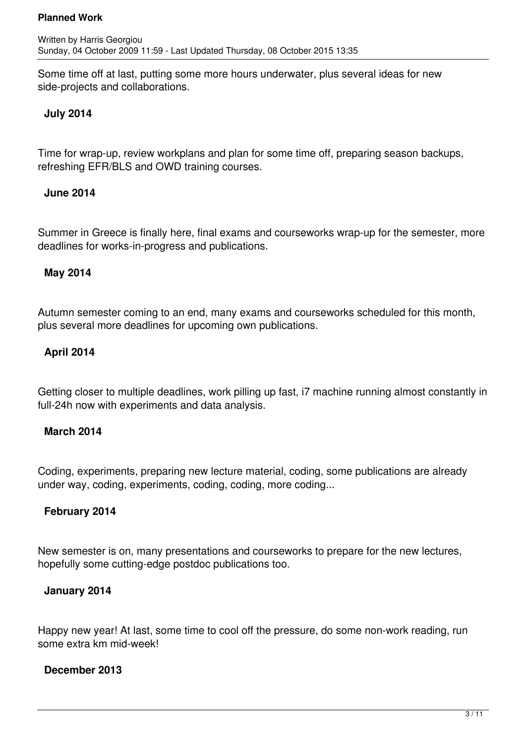Some time off at last, putting some more hours underwater, plus several ideas for new side-projects and collaborations.

**July 2014**

Time for wrap-up, review workplans and plan for some time off, preparing season backups, refreshing EFR/BLS and OWD training courses.

**June 2014**

Summer in Greece is finally here, final exams and courseworks wrap-up for the semester, more deadlines for works-in-progress and publications.

**May 2014**

Autumn semester coming to an end, many exams and courseworks scheduled for this month, plus several more deadlines for upcoming own publications.

**April 2014**

Getting closer to multiple deadlines, work pilling up fast, i7 machine running almost constantly in full-24h now with experiments and data analysis.

**March 2014**

Coding, experiments, preparing new lecture material, coding, some publications are already under way, coding, experiments, coding, coding, more coding...

**February 2014**

New semester is on, many presentations and courseworks to prepare for the new lectures, hopefully some cutting-edge postdoc publications too.

**January 2014**

Happy new year! At last, some time to cool off the pressure, do some non-work reading, run some extra km mid-week!

**December 2013**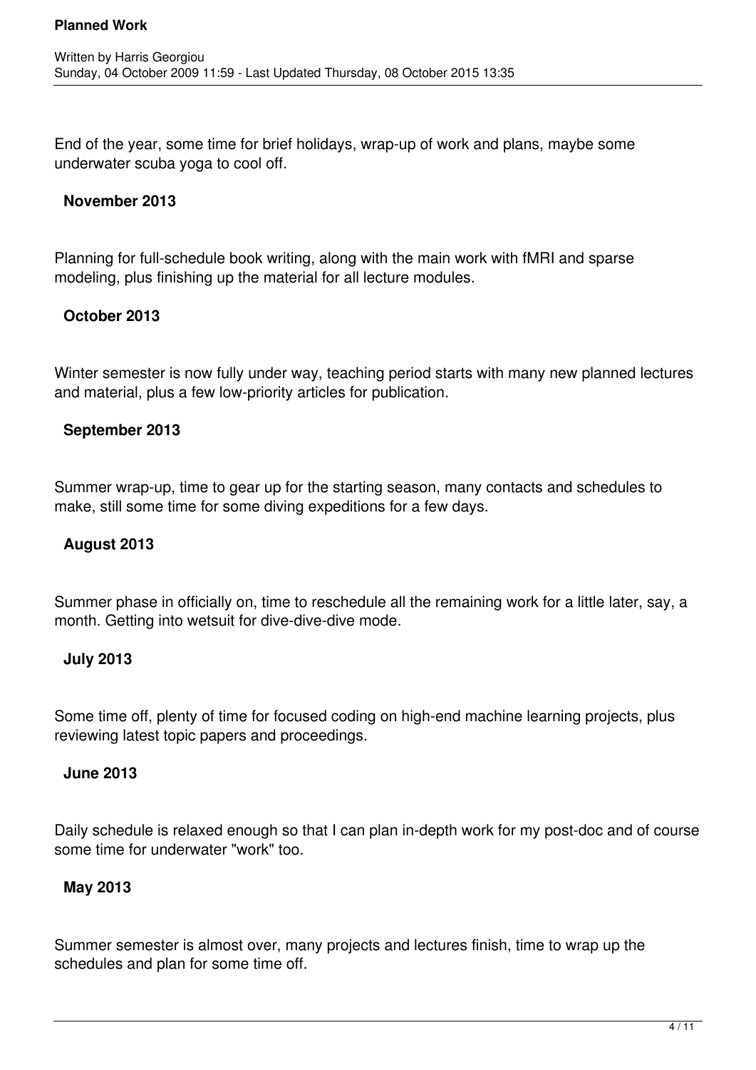End of the year, some time for brief holidays, wrap-up of work and plans, maybe some underwater scuba yoga to cool off.

**November 2013**

Planning for full-schedule book writing, along with the main work with fMRI and sparse modeling, plus finishing up the material for all lecture modules.

**October 2013**

Winter semester is now fully under way, teaching period starts with many new planned lectures and material, plus a few low-priority articles for publication.

**September 2013**

Summer wrap-up, time to gear up for the starting season, many contacts and schedules to make, still some time for some diving expeditions for a few days.

**August 2013**

Summer phase in officially on, time to reschedule all the remaining work for a little later, say, a month. Getting into wetsuit for dive-dive-dive mode.

**July 2013**

Some time off, plenty of time for focused coding on high-end machine learning projects, plus reviewing latest topic papers and proceedings.

**June 2013**

Daily schedule is relaxed enough so that I can plan in-depth work for my post-doc and of course some time for underwater "work" too.

**May 2013**

Summer semester is almost over, many projects and lectures finish, time to wrap up the schedules and plan for some time off.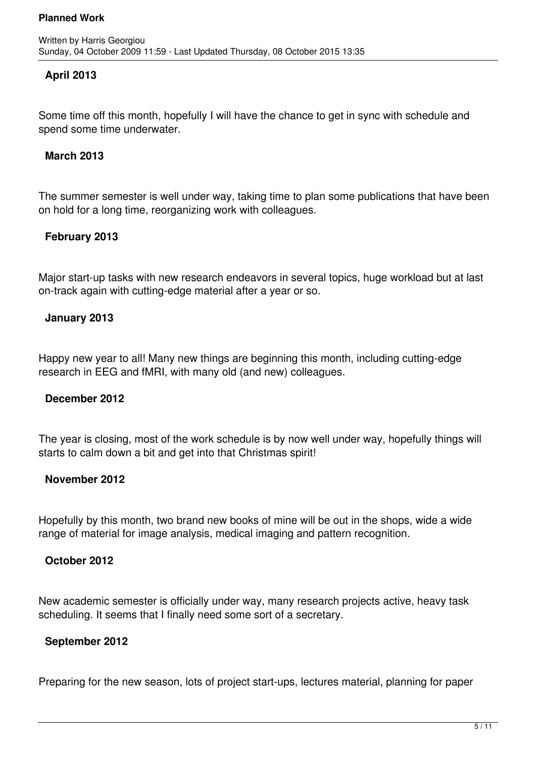**April 2013**

Some time off this month, hopefully I will have the chance to get in sync with schedule and spend some time underwater.

**March 2013**

The summer semester is well under way, taking time to plan some publications that have been on hold for a long time, reorganizing work with colleagues.

**February 2013**

Major start-up tasks with new research endeavors in several topics, huge workload but at last on-track again with cutting-edge material after a year or so.

**January 2013**

Happy new year to all! Many new things are beginning this month, including cutting-edge research in EEG and fMRI, with many old (and new) colleagues.

**December 2012**

The year is closing, most of the work schedule is by now well under way, hopefully things will starts to calm down a bit and get into that Christmas spirit!

**November 2012**

Hopefully by this month, two brand new books of mine will be out in the shops, wide a wide range of material for image analysis, medical imaging and pattern recognition.

**October 2012**

New academic semester is officially under way, many research projects active, heavy task scheduling. It seems that I finally need some sort of a secretary.

**September 2012**

Preparing for the new season, lots of project start-ups, lectures material, planning for paper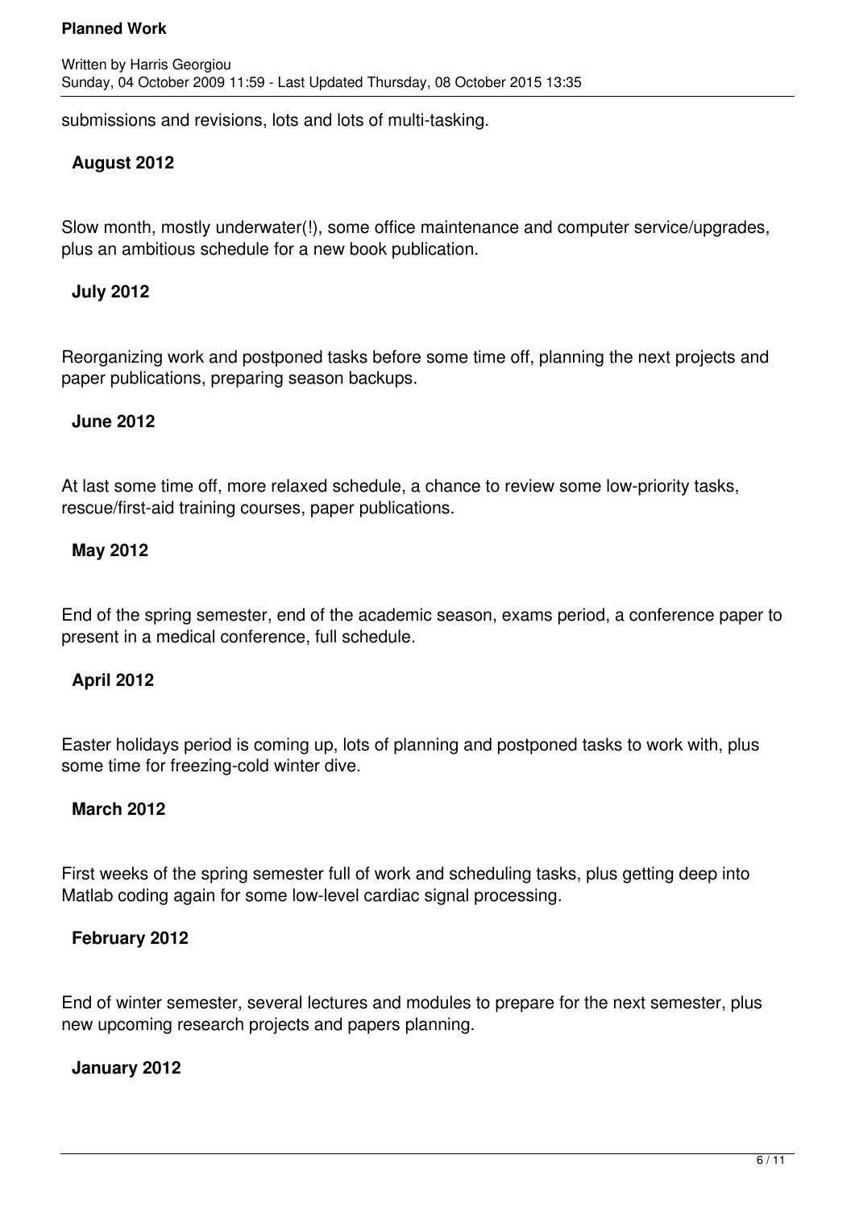submissions and revisions, lots and lots of multi-tasking.

**August 2012**

Slow month, mostly underwater(!), some office maintenance and computer service/upgrades, plus an ambitious schedule for a new book publication.

**July 2012**

Reorganizing work and postponed tasks before some time off, planning the next projects and paper publications, preparing season backups.

**June 2012**

At last some time off, more relaxed schedule, a chance to review some low-priority tasks, rescue/first-aid training courses, paper publications.

**May 2012**

End of the spring semester, end of the academic season, exams period, a conference paper to present in a medical conference, full schedule.

**April 2012**

Easter holidays period is coming up, lots of planning and postponed tasks to work with, plus some time for freezing-cold winter dive.

**March 2012**

First weeks of the spring semester full of work and scheduling tasks, plus getting deep into Matlab coding again for some low-level cardiac signal processing.

**February 2012**

End of winter semester, several lectures and modules to prepare for the next semester, plus new upcoming research projects and papers planning.

**January 2012**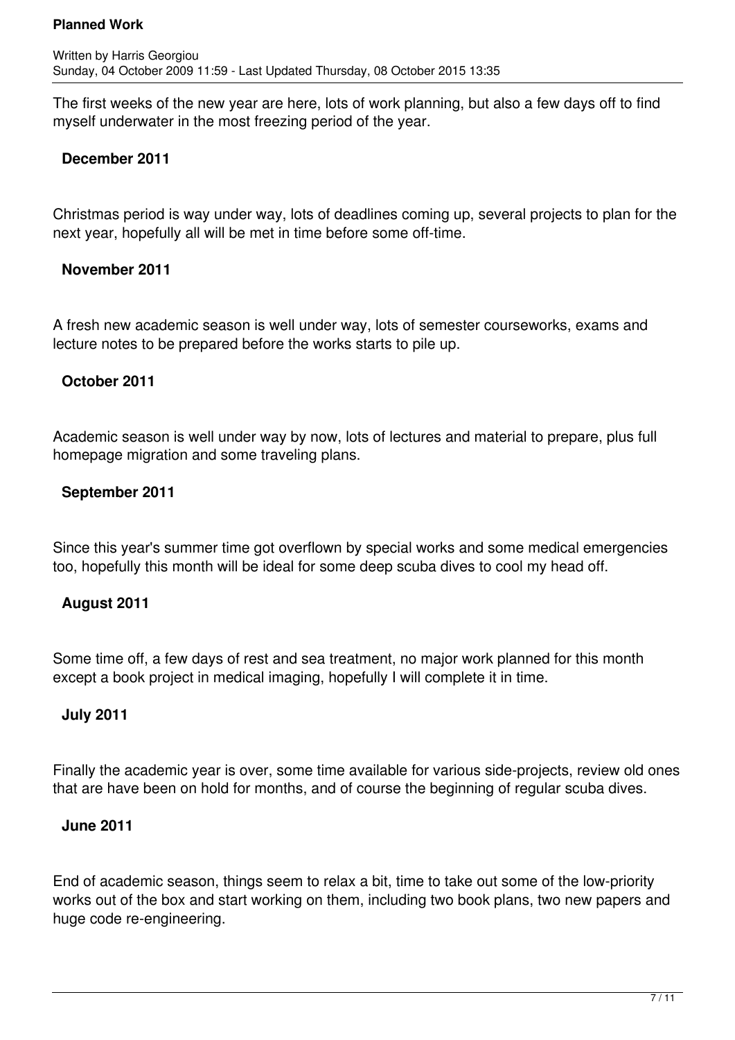The first weeks of the new year are here, lots of work planning, but also a few days off to find myself underwater in the most freezing period of the year.

**December 2011**

Christmas period is way under way, lots of deadlines coming up, several projects to plan for the next year, hopefully all will be met in time before some off-time.

**November 2011**

A fresh new academic season is well under way, lots of semester courseworks, exams and lecture notes to be prepared before the works starts to pile up.

**October 2011**

Academic season is well under way by now, lots of lectures and material to prepare, plus full homepage migration and some traveling plans.

**September 2011**

Since this year's summer time got overflown by special works and some medical emergencies too, hopefully this month will be ideal for some deep scuba dives to cool my head off.

**August 2011**

Some time off, a few days of rest and sea treatment, no major work planned for this month except a book project in medical imaging, hopefully I will complete it in time.

**July 2011**

Finally the academic year is over, some time available for various side-projects, review old ones that are have been on hold for months, and of course the beginning of regular scuba dives.

**June 2011**

End of academic season, things seem to relax a bit, time to take out some of the low-priority works out of the box and start working on them, including two book plans, two new papers and huge code re-engineering.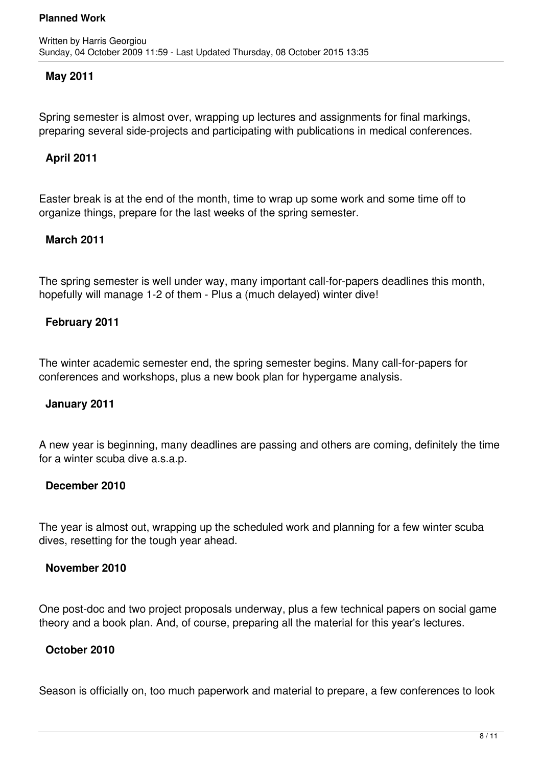**May 2011**

Spring semester is almost over, wrapping up lectures and assignments for final markings, preparing several side-projects and participating with publications in medical conferences.

**April 2011**

Easter break is at the end of the month, time to wrap up some work and some time off to organize things, prepare for the last weeks of the spring semester.

**March 2011**

The spring semester is well under way, many important call-for-papers deadlines this month, hopefully will manage 1-2 of them - Plus a (much delayed) winter dive!

**February 2011**

The winter academic semester end, the spring semester begins. Many call-for-papers for conferences and workshops, plus a new book plan for hypergame analysis.

**January 2011**

A new year is beginning, many deadlines are passing and others are coming, definitely the time for a winter scuba dive a.s.a.p.

**December 2010**

The year is almost out, wrapping up the scheduled work and planning for a few winter scuba dives, resetting for the tough year ahead.

**November 2010**

One post-doc and two project proposals underway, plus a few technical papers on social game theory and a book plan. And, of course, preparing all the material for this year's lectures.

**October 2010**

Season is officially on, too much paperwork and material to prepare, a few conferences to look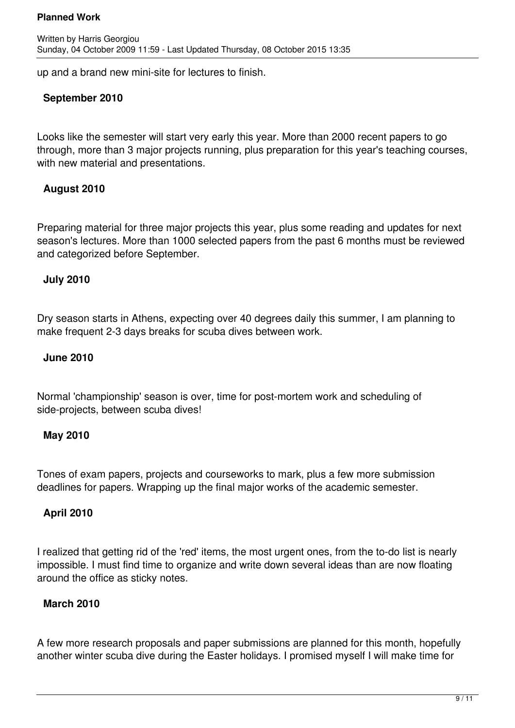up and a brand new mini-site for lectures to finish.

**September 2010**

Looks like the semester will start very early this year. More than 2000 recent papers to go through, more than 3 major projects running, plus preparation for this year's teaching courses, with new material and presentations.

**August 2010**

Preparing material for three major projects this year, plus some reading and updates for next season's lectures. More than 1000 selected papers from the past 6 months must be reviewed and categorized before September.

**July 2010**

Dry season starts in Athens, expecting over 40 degrees daily this summer, I am planning to make frequent 2-3 days breaks for scuba dives between work.

**June 2010**

Normal 'championship' season is over, time for post-mortem work and scheduling of side-projects, between scuba dives!

**May 2010**

Tones of exam papers, projects and courseworks to mark, plus a few more submission deadlines for papers. Wrapping up the final major works of the academic semester.

**April 2010**

I realized that getting rid of the 'red' items, the most urgent ones, from the to-do list is nearly impossible. I must find time to organize and write down several ideas than are now floating around the office as sticky notes.

**March 2010**

A few more research proposals and paper submissions are planned for this month, hopefully another winter scuba dive during the Easter holidays. I promised myself I will make time for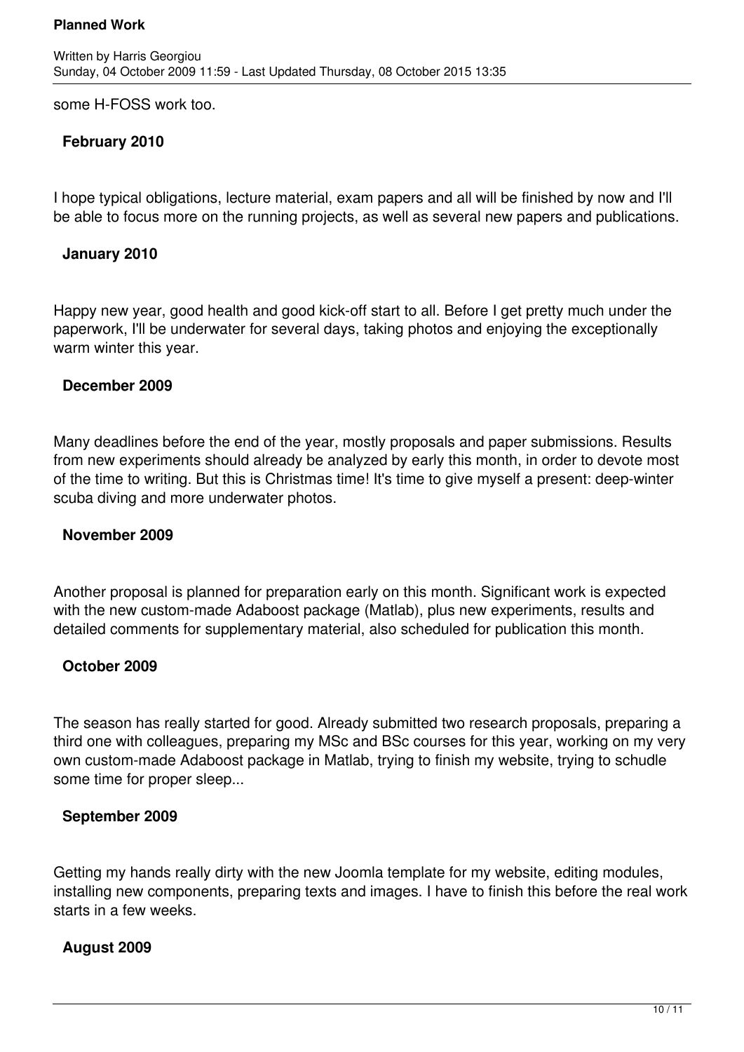some H-FOSS work too.

**February 2010**

I hope typical obligations, lecture material, exam papers and all will be finished by now and I'll be able to focus more on the running projects, as well as several new papers and publications.

**January 2010**

Happy new year, good health and good kick-off start to all. Before I get pretty much under the paperwork, I'll be underwater for several days, taking photos and enjoying the exceptionally warm winter this year.

**December 2009**

Many deadlines before the end of the year, mostly proposals and paper submissions. Results from new experiments should already be analyzed by early this month, in order to devote most of the time to writing. But this is Christmas time! It's time to give myself a present: deep-winter scuba diving and more underwater photos.

**November 2009**

Another proposal is planned for preparation early on this month. Significant work is expected with the new custom-made Adaboost package (Matlab), plus new experiments, results and detailed comments for supplementary material, also scheduled for publication this month.

**October 2009**

The season has really started for good. Already submitted two research proposals, preparing a third one with colleagues, preparing my MSc and BSc courses for this year, working on my very own custom-made Adaboost package in Matlab, trying to finish my website, trying to schudle some time for proper sleep...

**September 2009**

Getting my hands really dirty with the new Joomla template for my website, editing modules, installing new components, preparing texts and images. I have to finish this before the real work starts in a few weeks.

**August 2009**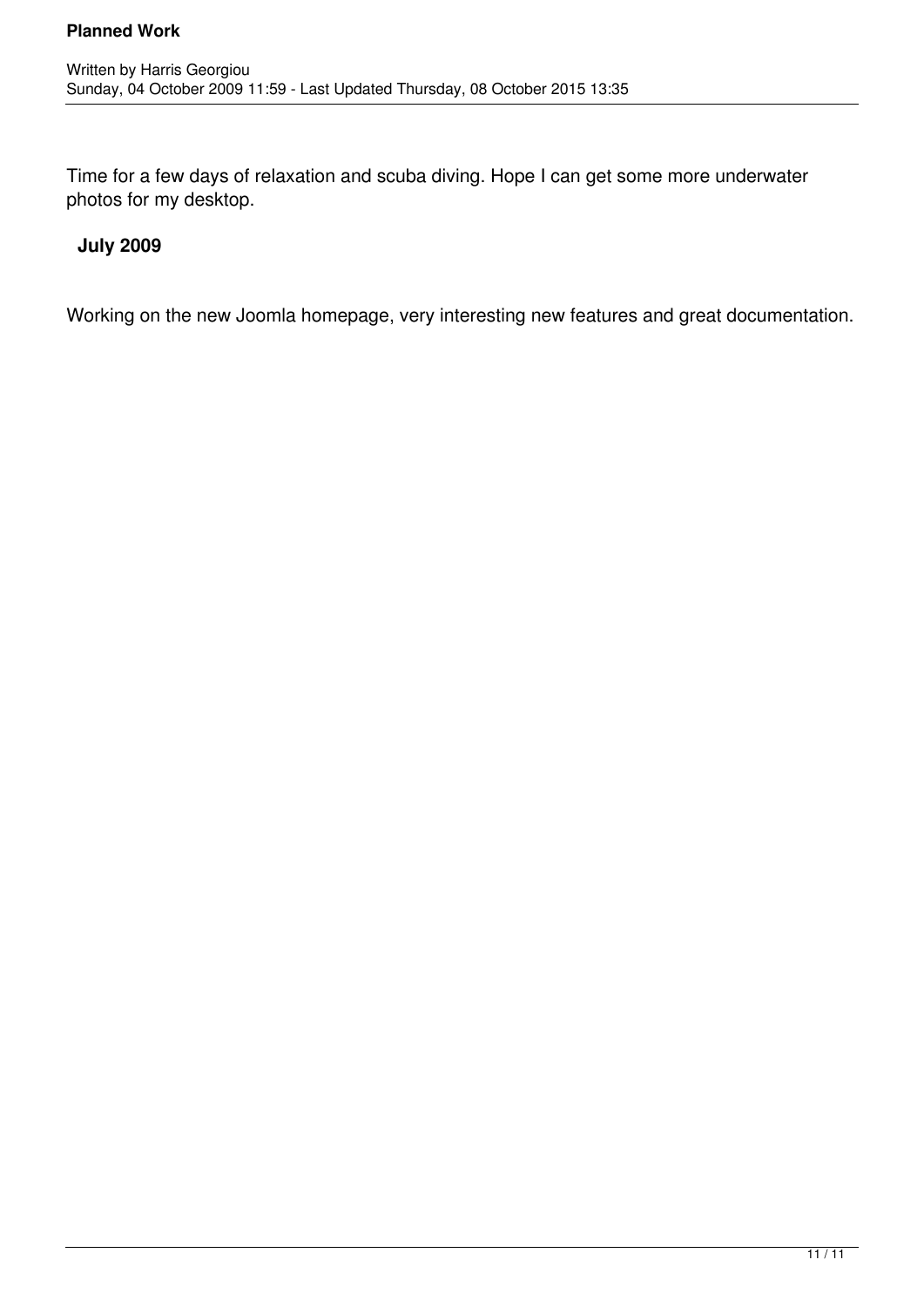Time for a few days of relaxation and scuba diving. Hope I can get some more underwater photos for my desktop.

**July 2009**

Working on the new Joomla homepage, very interesting new features and great documentation.